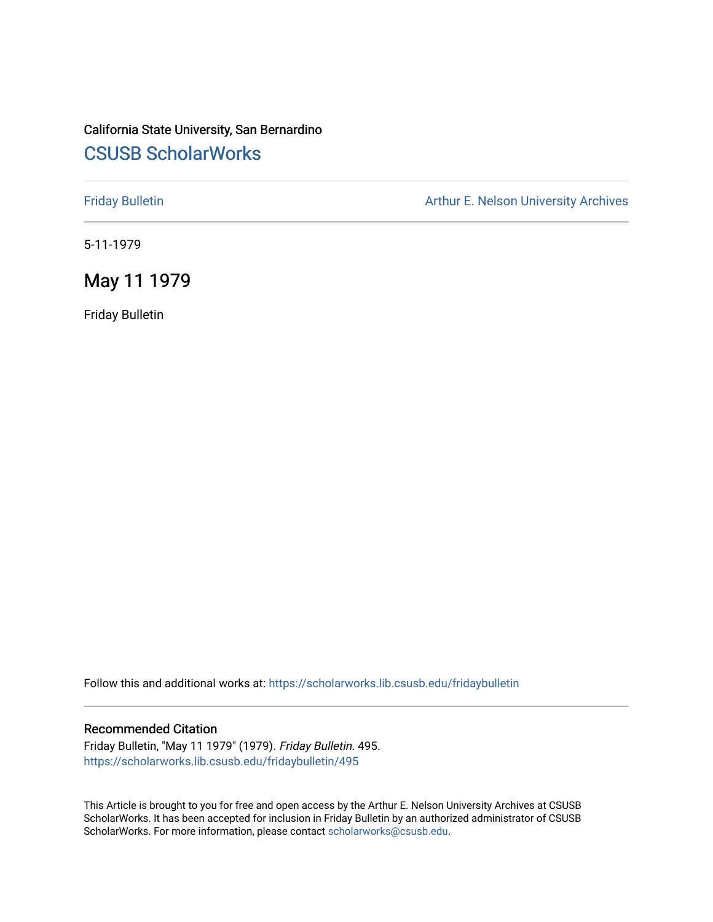California State University, San Bernardino

# CSUSB ScholarWorks

Friday Bulletin

Arthur E. Nelson University Archives

5-11-1979

## May 11 1979

Friday Bulletin

Follow this and additional works at: https://scholarworks.lib.csusb.edu/fridaybulletin

### Recommended Citation

Friday Bulletin, "May 11 1979" (1979). *Friday Bulletin*. 495.
https://scholarworks.lib.csusb.edu/fridaybulletin/495

This Article is brought to you for free and open access by the Arthur E. Nelson University Archives at CSUSB ScholarWorks. It has been accepted for inclusion in Friday Bulletin by an authorized administrator of CSUSB ScholarWorks. For more information, please contact scholarworks@csusb.edu.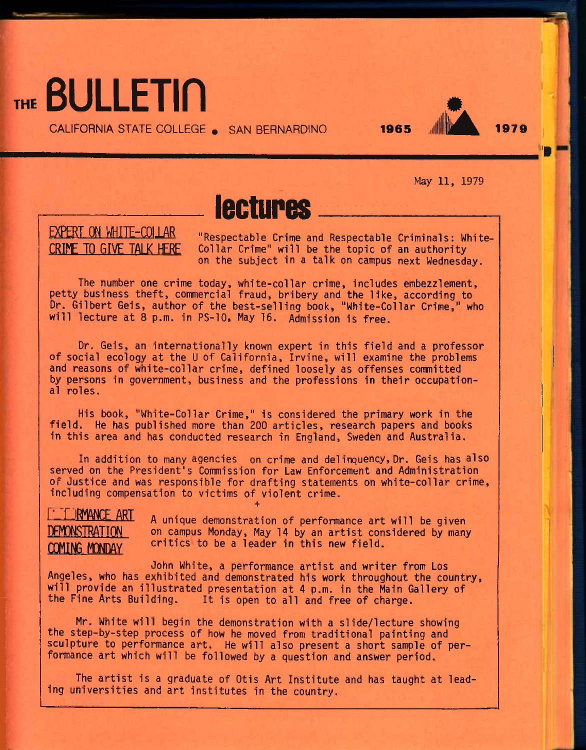# THE BULLETIN

CALIFORNIA STATE COLLEGE • SAN BERNARDINO 1965 1979

May 11, 1979

## lectures

### EXPERT ON WHITE-COLLAR CRIME TO GIVE TALK HERE

"Respectable Crime and Respectable Criminals: White-Collar Crime" will be the topic of an authority on the subject in a talk on campus next Wednesday.

The number one crime today, white-collar crime, includes embezzlement, petty business theft, commercial fraud, bribery and the like, according to Dr. Gilbert Geis, author of the best-selling book, "White-Collar Crime," who will lecture at 8 p.m. in PS-10, May 16. Admission is free.

Dr. Geis, an internationally known expert in this field and a professor of social ecology at the U of California, Irvine, will examine the problems and reasons of white-collar crime, defined loosely as offenses committed by persons in government, business and the professions in their occupational roles.

His book, "White-Collar Crime," is considered the primary work in the field. He has published more than 200 articles, research papers and books in this area and has conducted research in England, Sweden and Australia.

In addition to many agencies on crime and delinquency, Dr. Geis has also served on the President's Commission for Law Enforcement and Administration of Justice and was responsible for drafting statements on white-collar crime, including compensation to victims of violent crime.

+

### PERFORMANCE ART DEMONSTRATION COMING MONDAY

A unique demonstration of performance art will be given on campus Monday, May 14 by an artist considered by many critics to be a leader in this new field.

John White, a performance artist and writer from Los Angeles, who has exhibited and demonstrated his work throughout the country, will provide an illustrated presentation at 4 p.m. in the Main Gallery of the Fine Arts Building. It is open to all and free of charge.

Mr. White will begin the demonstration with a slide/lecture showing the step-by-step process of how he moved from traditional painting and sculpture to performance art. He will also present a short sample of performance art which will be followed by a question and answer period.

The artist is a graduate of Otis Art Institute and has taught at leading universities and art institutes in the country.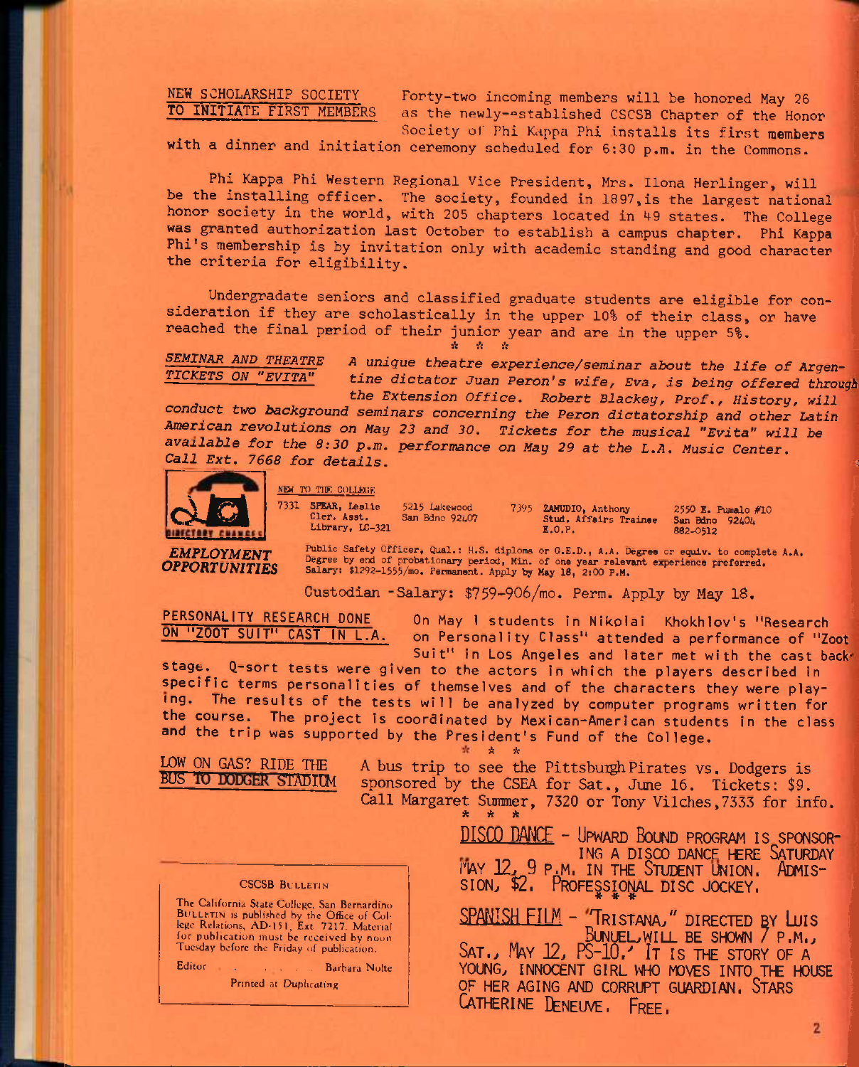## NEW SCHOLARSHIP SOCIETY TO INITIATE FIRST MEMBERS

Forty-two incoming members will be honored May 26 as the newly-established CSCSB Chapter of the Honor Society of Phi Kappa Phi installs its first members with a dinner and initiation ceremony scheduled for 6:30 p.m. in the Commons.

Phi Kappa Phi Western Regional Vice President, Mrs. Ilona Herlinger, will be the installing officer. The society, founded in 1897, is the largest national honor society in the world, with 205 chapters located in 49 states. The College was granted authorization last October to establish a campus chapter. Phi Kappa Phi's membership is by invitation only with academic standing and good character the criteria for eligibility.

Undergradate seniors and classified graduate students are eligible for consideration if they are scholastically in the upper 10% of their class, or have reached the final period of their junior year and are in the upper 5%.

\* \* \*

## *SEMINAR AND THEATRE TICKETS ON "EVITA"*

*A unique theatre experience/seminar about the life of Argentine dictator Juan Peron's wife, Eva, is being offered through the Extension Office. Robert Blackey, Prof., History, will conduct two background seminars concerning the Peron dictatorship and other Latin American revolutions on May 23 and 30. Tickets for the musical "Evita" will be available for the 8:30 p.m. performance on May 29 at the L.A. Music Center. Call Ext. 7668 for details.*

## DIRECTORY CHANGES

NEW TO THE COLLEGE

| | | | | | |
|---|---|---|---|---|---|
| 7331 | SPEAR, Leslie<br>Cler. Asst.<br>Library, LC-321 | 5215 Lakewood<br>San Bdno 92407 | 7395 | ZAMUDIO, Anthony<br>Stud. Affairs Trainee<br>E.O.P. | 2550 E. Pumalo #10<br>San Bdno 92404<br>882-0512 |

## *EMPLOYMENT OPPORTUNITIES*

Public Safety Officer, Qual.: H.S. diploma or G.E.D., A.A. Degree or equiv. to complete A.A. Degree by end of probationary period, Min. of one year relevant experience preferred. Salary: $1292-1555/mo. Permanent. Apply by May 18, 2:00 P.M.

Custodian - Salary: $759-906/mo. Perm. Apply by May 18.

## PERSONALITY RESEARCH DONE ON "ZOOT SUIT" CAST IN L.A.

On May 1 students in Nikolai Khokhlov's "Research on Personality Class" attended a performance of "Zoot Suit" in Los Angeles and later met with the cast backstage. Q-sort tests were given to the actors in which the players described in specific terms personalities of themselves and of the characters they were playing. The results of the tests will be analyzed by computer programs written for the course. The project is coordinated by Mexican-American students in the class and the trip was supported by the President's Fund of the College.

\* \* \*

## LOW ON GAS? RIDE THE BUS TO DODGER STADIUM

A bus trip to see the Pittsburgh Pirates vs. Dodgers is sponsored by the CSEA for Sat., June 16. Tickets: $9. Call Margaret Summer, 7320 or Tony Vilches, 7333 for info.

\* \* \*

DISCO DANCE - UPWARD BOUND PROGRAM IS SPONSORING A DISCO DANCE HERE SATURDAY MAY 12, 9 P.M. IN THE STUDENT UNION. ADMISSION, $2. PROFESSIONAL DISC JOCKEY.

\* \* \*

SPANISH FILM - "TRISTANA," DIRECTED BY LUIS BUNUEL, WILL BE SHOWN 7 P.M., SAT., MAY 12, PS-10. IT IS THE STORY OF A YOUNG, INNOCENT GIRL WHO MOVES INTO THE HOUSE OF HER AGING AND CORRUPT GUARDIAN. STARS CATHERINE DENEUVE. FREE.

---

CSCSB BULLETIN

The California State College, San Bernardino BULLETIN is published by the Office of College Relations, AD-151, Ext. 7217. Material for publication must be received by noon Tuesday before the Friday of publication.

Editor . . . . . . Barbara Nolte

Printed at Duplicating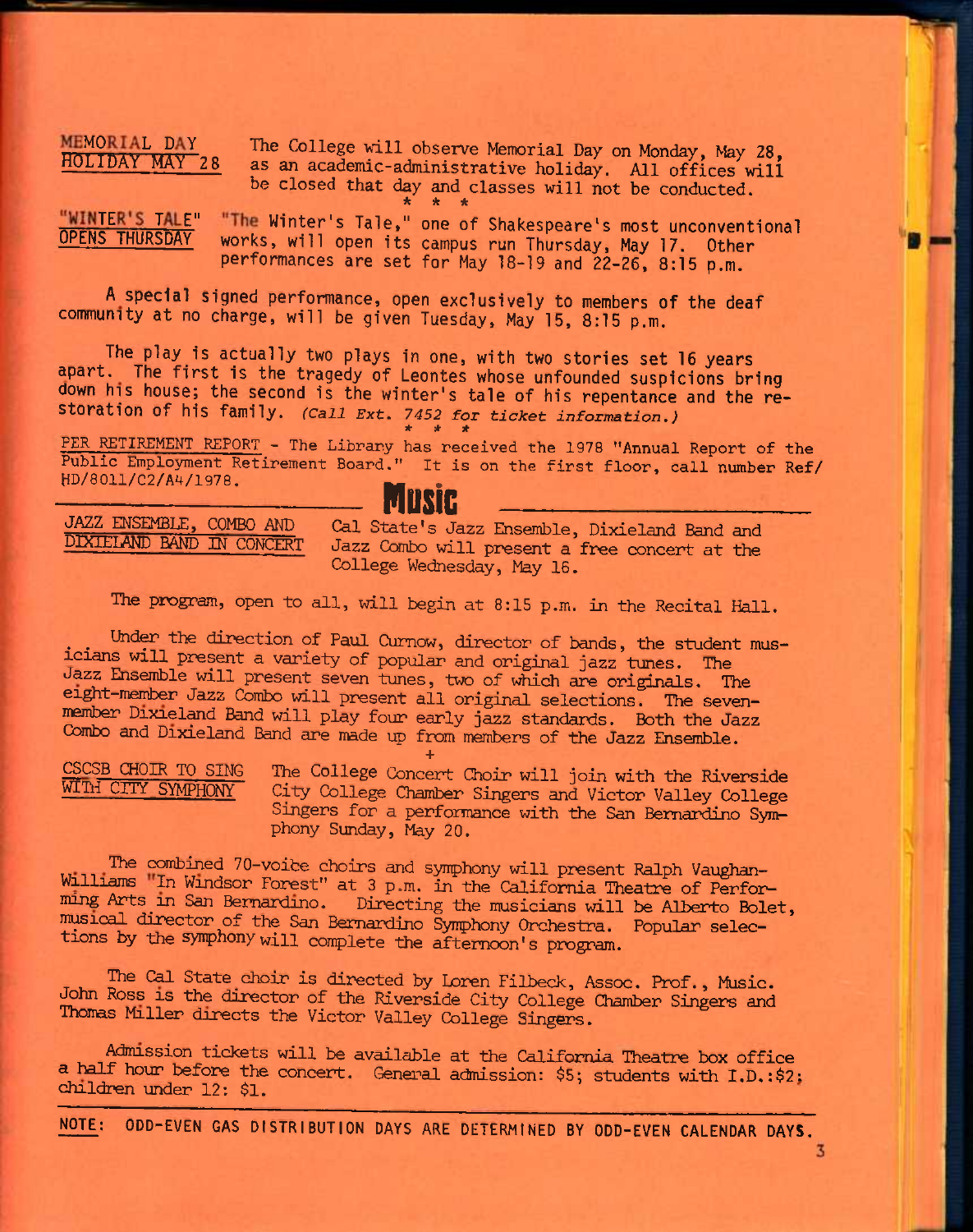**MEMORIAL DAY HOLIDAY MAY 28**

The College will observe Memorial Day on Monday, May 28, as an academic-administrative holiday. All offices will be closed that day and classes will not be conducted.

\* \* \*

**"WINTER'S TALE" OPENS THURSDAY**

"The Winter's Tale," one of Shakespeare's most unconventional works, will open its campus run Thursday, May 17. Other performances are set for May 18-19 and 22-26, 8:15 p.m.

A special signed performance, open exclusively to members of the deaf community at no charge, will be given Tuesday, May 15, 8:15 p.m.

The play is actually two plays in one, with two stories set 16 years apart. The first is the tragedy of Leontes whose unfounded suspicions bring down his house; the second is the winter's tale of his repentance and the restoration of his family. *(Call Ext. 7452 for ticket information.)*

\* \* \*

PER RETIREMENT REPORT - The Library has received the 1978 "Annual Report of the Public Employment Retirement Board." It is on the first floor, call number Ref/HD/8011/C2/A4/1978.

## Music

**JAZZ ENSEMBLE, COMBO AND DIXIELAND BAND IN CONCERT**

Cal State's Jazz Ensemble, Dixieland Band and Jazz Combo will present a free concert at the College Wednesday, May 16.

The program, open to all, will begin at 8:15 p.m. in the Recital Hall.

Under the direction of Paul Curnow, director of bands, the student musicians will present a variety of popular and original jazz tunes. The Jazz Ensemble will present seven tunes, two of which are originals. The eight-member Jazz Combo will present all original selections. The seven-member Dixieland Band will play four early jazz standards. Both the Jazz Combo and Dixieland Band are made up from members of the Jazz Ensemble.

+

**CSCSB CHOIR TO SING WITH CITY SYMPHONY**

The College Concert Choir will join with the Riverside City College Chamber Singers and Victor Valley College Singers for a performance with the San Bernardino Symphony Sunday, May 20.

The combined 70-voice choirs and symphony will present Ralph Vaughan-Williams "In Windsor Forest" at 3 p.m. in the California Theatre of Performing Arts in San Bernardino. Directing the musicians will be Alberto Bolet, musical director of the San Bernardino Symphony Orchestra. Popular selections by the symphony will complete the afternoon's program.

The Cal State choir is directed by Loren Filbeck, Assoc. Prof., Music. John Ross is the director of the Riverside City College Chamber Singers and Thomas Miller directs the Victor Valley College Singers.

Admission tickets will be available at the California Theatre box office a half hour before the concert. General admission: $5; students with I.D.:$2; children under 12: $1.

---

**NOTE:** ODD-EVEN GAS DISTRIBUTION DAYS ARE DETERMINED BY ODD-EVEN CALENDAR DAYS.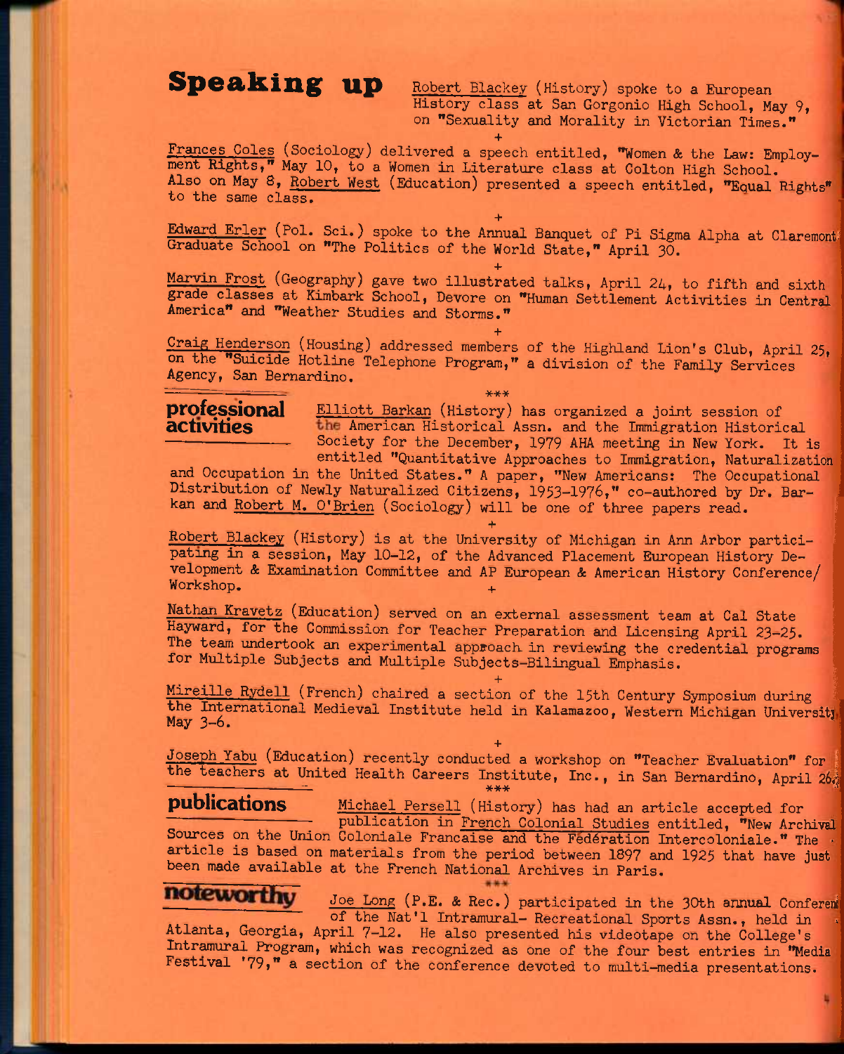## Speaking up

Robert Blackey (History) spoke to a European History class at San Gorgonio High School, May 9, on "Sexuality and Morality in Victorian Times."

+

Frances Coles (Sociology) delivered a speech entitled, "Women & the Law: Employment Rights," May 10, to a Women in Literature class at Colton High School. Also on May 8, Robert West (Education) presented a speech entitled, "Equal Rights" to the same class.

+

Edward Erler (Pol. Sci.) spoke to the Annual Banquet of Pi Sigma Alpha at Claremont Graduate School on "The Politics of the World State," April 30.

+

Marvin Frost (Geography) gave two illustrated talks, April 24, to fifth and sixth grade classes at Kimbark School, Devore on "Human Settlement Activities in Central America" and "Weather Studies and Storms."

+

Craig Henderson (Housing) addressed members of the Highland Lion's Club, April 25, on the "Suicide Hotline Telephone Program," a division of the Family Services Agency, San Bernardino.

***

## professional activities

Elliott Barkan (History) has organized a joint session of the American Historical Assn. and the Immigration Historical Society for the December, 1979 AHA meeting in New York. It is entitled "Quantitative Approaches to Immigration, Naturalization and Occupation in the United States." A paper, "New Americans: The Occupational Distribution of Newly Naturalized Citizens, 1953-1976," co-authored by Dr. Barkan and Robert M. O'Brien (Sociology) will be one of three papers read.

+

Robert Blackey (History) is at the University of Michigan in Ann Arbor participating in a session, May 10-12, of the Advanced Placement European History Development & Examination Committee and AP European & American History Conference/Workshop.

+

Nathan Kravetz (Education) served on an external assessment team at Cal State Hayward, for the Commission for Teacher Preparation and Licensing April 23-25. The team undertook an experimental approach in reviewing the credential programs for Multiple Subjects and Multiple Subjects-Bilingual Emphasis.

+

Mireille Rydell (French) chaired a section of the 15th Century Symposium during the International Medieval Institute held in Kalamazoo, Western Michigan University, May 3-6.

+

Joseph Yabu (Education) recently conducted a workshop on "Teacher Evaluation" for the teachers at United Health Careers Institute, Inc., in San Bernardino, April 26.

***

## publications

Michael Persell (History) has had an article accepted for publication in French Colonial Studies entitled, "New Archival Sources on the Union Coloniale Francaise and the Fédération Intercoloniale." The article is based on materials from the period between 1897 and 1925 that have just been made available at the French National Archives in Paris.

***

## noteworthy

Joe Long (P.E. & Rec.) participated in the 30th annual Conference of the Nat'l Intramural- Recreational Sports Assn., held in Atlanta, Georgia, April 7-12. He also presented his videotape on the College's Intramural Program, which was recognized as one of the four best entries in "Media Festival '79," a section of the conference devoted to multi-media presentations.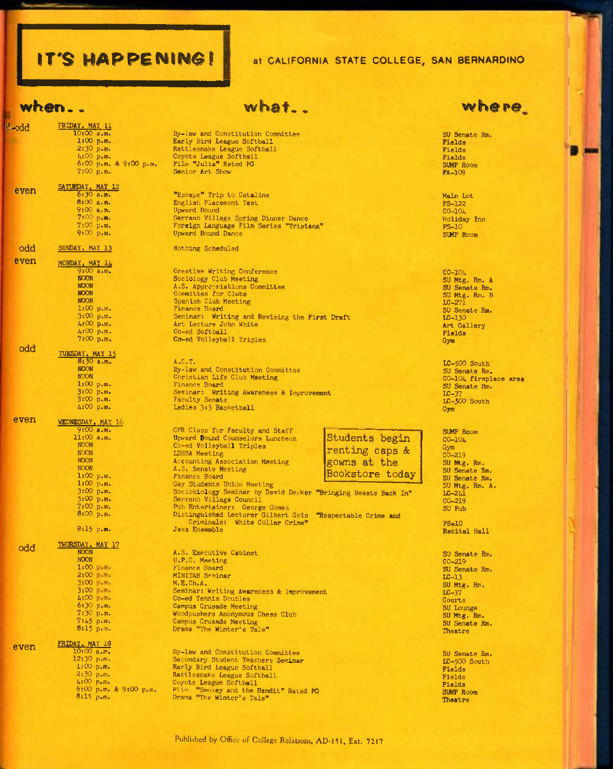# IT'S HAPPENING!

at CALIFORNIA STATE COLLEGE, SAN BERNARDINO

| | when.. | what.. | where |
|---|---|---|---|
| W-odd | **FRIDAY, MAY 11** | | |
| | 10:00 a.m. | By-law and Constitution Committee | SU Senate Rm. |
| | 1:00 p.m. | Early Bird League Softball | Fields |
| | 2:30 p.m. | Rattlesnake League Softball | Fields |
| | 4:00 p.m. | Coyote League Softball | Fields |
| | 6:00 p.m. & 9:00 p.m. | Film "Julia" Rated PG | SUMP Room |
| | 7:00 p.m. | Senior Art Show | FA-109 |
| even | **SATURDAY, MAY 12** | | |
| | 6:30 a.m. | "Escape" Trip to Catalina | Main Lot |
| | 8:00 a.m. | English Placement Test | PS-122 |
| | 9:00 a.m. | Upward Bound | CO-104 |
| | 7:00 p.m. | Serrano Village Spring Dinner Dance | Holiday Inn |
| | 7:00 p.m. | Foreign Language Film Series "Tristana" | PS-10 |
| | 9:00 p.m. | Upward Bound Dance | SUMP Room |
| odd | **SUNDAY, MAY 13** | Nothing Scheduled | |
| even | **MONDAY, MAY 14** | | |
| | 9:00 a.m. | Creative Writing Conference | CO-104 |
| | NOON | Sociology Club Meeting | SU Mtg. Rm. A |
| | NOON | A.S. Appropriations Committee | SU Senate Rm. |
| | NOON | Committee for Clubs | SU Mtg. Rm. B |
| | NOON | Spanish Club Meeting | LC-271 |
| | 1:00 p.m. | Finance Board | SU Senate Rm. |
| | 3:00 p.m. | Seminar: Writing and Revising the First Draft | LC-130 |
| | 4:00 p.m. | Art Lecture John White | Art Gallery |
| | 4:00 p.m. | Co-ed Softball | Fields |
| | 7:00 p.m. | Co-ed Volleyball Triples | Gym |
| odd | **TUESDAY, MAY 15** | | |
| | 8:30 a.m. | A.C.T. | LC-500 South |
| | NOON | By-law and Constitution Committee | SU Senate Rm. |
| | NOON | Christian Life Club Meeting | CO-104 fireplace area |
| | 1:00 p.m. | Finance Board | SU Senate Rm. |
| | 3:00 p.m. | Seminar: Writing Awareness & Improvement | LC-37 |
| | 3:00 p.m. | Faculty Senate | LC-500 South |
| | 4:00 p.m. | Ladies 3:3 Basketball | Gym |
| even | **WEDNESDAY, MAY 16** | | |
| | 9:00 a.m. | CPR Class for Faculty and Staff | SUMP Room |
| | 11:00 a.m. | Upward Bound Counselors Luncheon | CO-104 |
| | NOON | Co-ed Volleyball Triples | Gym |
| | NOON | LDSSA Meeting | CO-219 |
| | NOON | Accounting Association Meeting | SU Mtg. Rm. |
| | NOON | A.S. Senate Meeting | SU Senate Rm. |
| | 1:00 p.m. | Finance Board | SU Senate Rm. |
| | 1:00 p.m. | Gay Students Union Meeting | SU Mtg. Rm. A. |
| | 3:00 p.m. | Sociobiology Seminar by David Decker "Bringing Beasts Back In" | LC-241 |
| | 5:00 p.m. | Serrano Village Council | CO-219 |
| | 7:00 p.m. | Pub Entertainer: George Gomez | SU Pub |
| | 8:00 p.m. | Distinguished Lecturer Gilbert Geis "Respectable Crime and Criminals: White Collar Crime" | PS-10 |
| | 8:15 p.m. | Jazz Ensemble | Recital Hall |
| odd | **THURSDAY, MAY 17** | | |
| | NOON | A.S. Executive Cabinet | SU Senate Rm. |
| | NOON | U.P.C. Meeting | CO-219 |
| | 1:00 p.m. | Finance Board | SU Senate Rm. |
| | 2:00 p.m. | MINITAB Seminar | LC-13 |
| | 3:00 p.m. | M.E.Ch.A. | SU Mtg. Rm. |
| | 3:00 p.m. | Seminar: Writing Awareness & Improvement | LC-37 |
| | 4:00 p.m. | Co-ed Tennis Doubles | Courts |
| | 6:30 p.m. | Campus Crusade Meeting | SU Lounge |
| | 7:30 p.m. | Woodpushers Anonymous Chess Club | SU Mtg. Rm. |
| | 7:45 p.m. | Campus Crusade Meeting | SU Senate Rm. |
| | 8:15 p.m. | Drama "The Winter's Tale" | Theatre |
| even | **FRIDAY, MAY 18** | | |
| | 10:00 a.m. | By-law and Constitution Committee | SU Senate Rm. |
| | 12:30 p.m. | Secondary Student Teachers Seminar | LC-500 South |
| | 1:00 p.m. | Early Bird League Softball | Fields |
| | 2:30 p.m. | Rattlesnake League Softball | Fields |
| | 4:00 p.m. | Coyote League Softball | Fields |
| | 6:00 p.m. & 9:00 p.m. | Film "Smokey and the Bandit" Rated PG | SUMP Room |
| | 8:15 p.m. | Drama "The Winter's Tale" | Theatre |

Students begin renting caps & gowns at the Bookstore today

Published by Office of College Relations, AD-151, Ext. 7217